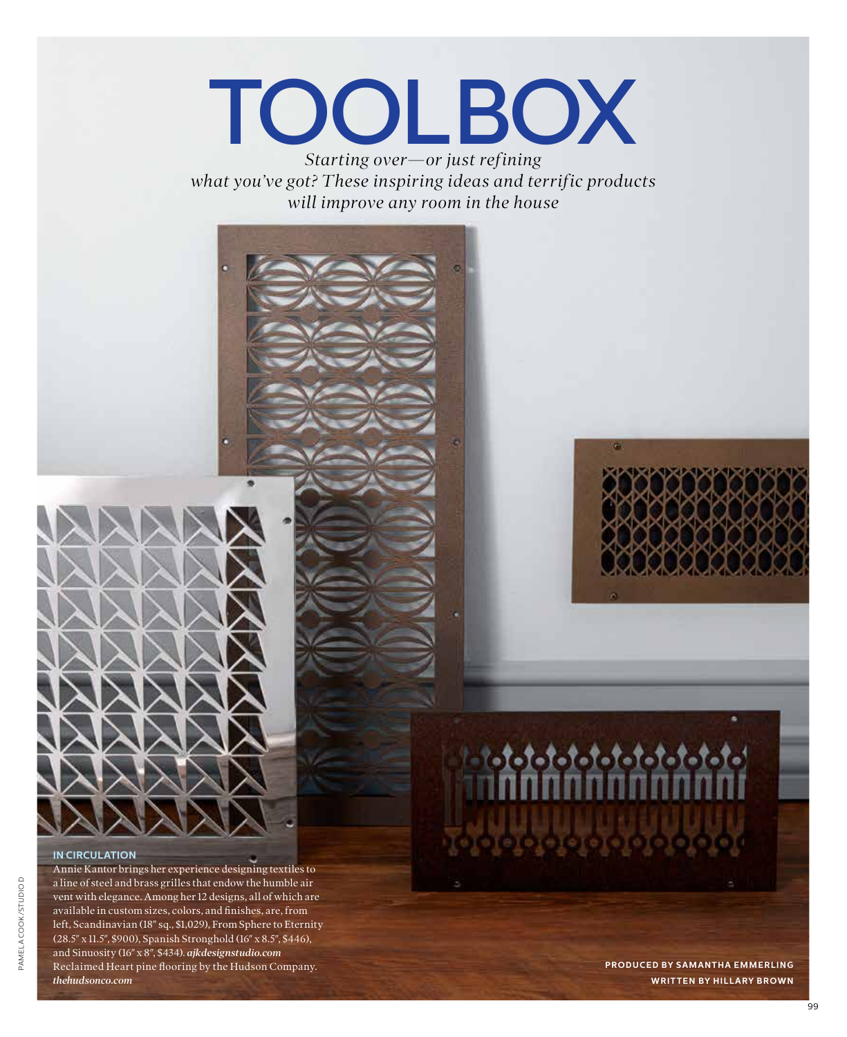# TOOLBOX

*Starting over—or just refining what you've got? These inspiring ideas and terrific products will improve any room in the house*

**IN CIRCULATION**

Annie Kantor brings her experience designing textiles to a line of steel and brass grilles that endow the humble air vent with elegance. Among her 12 designs, all of which are available in custom sizes, colors, and finishes, are, from left, Scandinavian (18″ sq., $1,029), From Sphere to Eternity (28.5″ x 11.5″, $900), Spanish Stronghold (16″ x 8.5″, $446), and Sinuosity (16″ x 8″, $434). ***ajkdesignstudio.com***
Reclaimed Heart pine flooring by the Hudson Company. ***thehudsonco.com***

PAMELA COOK/STUDIO D

**PRODUCED BY SAMANTHA EMMERLING**
**WRITTEN BY HILLARY BROWN**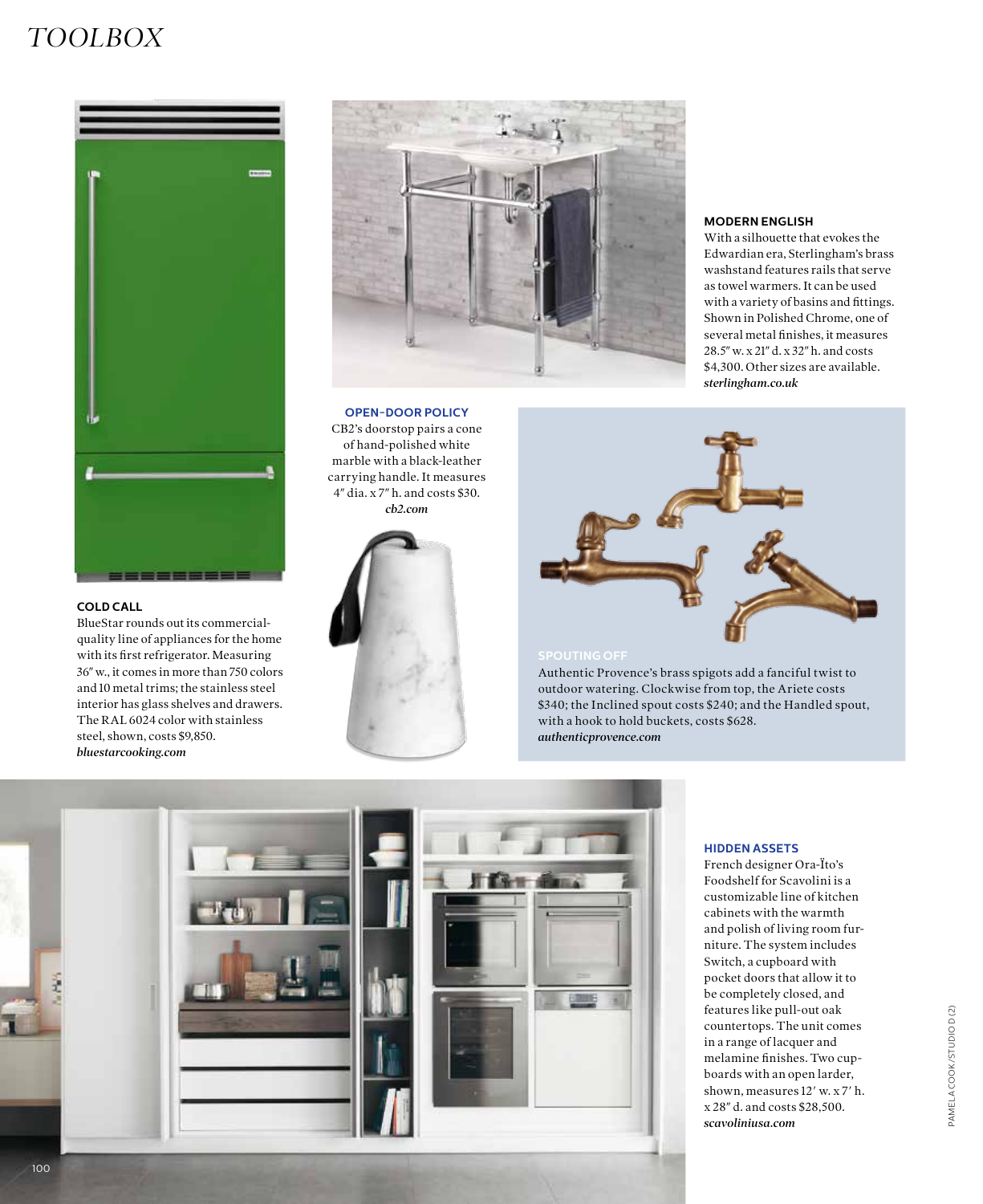# TOOLBOX

**COLD CALL**
BlueStar rounds out its commercial-quality line of appliances for the home with its first refrigerator. Measuring 36″ w., it comes in more than 750 colors and 10 metal trims; the stainless steel interior has glass shelves and drawers. The RAL 6024 color with stainless steel, shown, costs $9,850.
***bluestarcooking.com***

**OPEN-DOOR POLICY**
CB2's doorstop pairs a cone of hand-polished white marble with a black-leather carrying handle. It measures 4″ dia. x 7″ h. and costs $30.
***cb2.com***

**MODERN ENGLISH**
With a silhouette that evokes the Edwardian era, Sterlingham's brass washstand features rails that serve as towel warmers. It can be used with a variety of basins and fittings. Shown in Polished Chrome, one of several metal finishes, it measures 28.5″ w. x 21″ d. x 32″ h. and costs $4,300. Other sizes are available.
***sterlingham.co.uk***

**SPOUTING OFF**
Authentic Provence's brass spigots add a fanciful twist to outdoor watering. Clockwise from top, the Ariete costs $340; the Inclined spout costs $240; and the Handled spout, with a hook to hold buckets, costs $628.
***authenticprovence.com***

**HIDDEN ASSETS**
French designer Ora-Ïto's Foodshelf for Scavolini is a customizable line of kitchen cabinets with the warmth and polish of living room furniture. The system includes Switch, a cupboard with pocket doors that allow it to be completely closed, and features like pull-out oak countertops. The unit comes in a range of lacquer and melamine finishes. Two cupboards with an open larder, shown, measures 12′ w. x 7′ h. x 28″ d. and costs $28,500.
***scavoliniusa.com***

PAMELA COOK/STUDIO D (2)